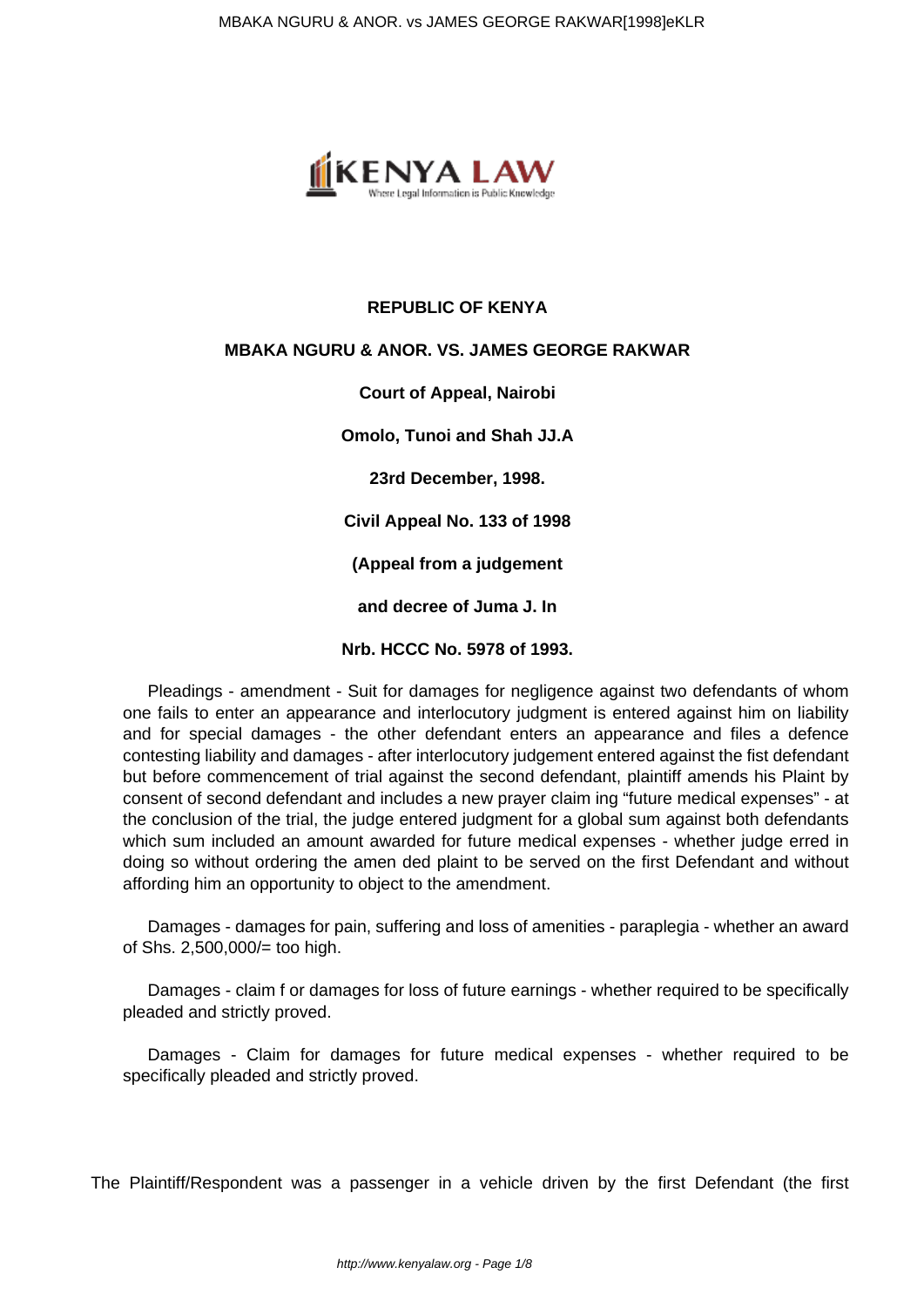**REPUBLIC OF KENYA**

**MBAKA NGURU & ANOR. VS. JAMES GEORGE RAKWAR**

**Court of Appeal, Nairobi**

**Omolo, Tunoi and Shah JJ.A**

**23rd December, 1998.**

**Civil Appeal No. 133 of 1998**

**(Appeal from a judgement**

**and decree of Juma J. In**

**Nrb. HCCC No. 5978 of 1993.**

Pleadings - amendment - Suit for damages for negligence against two defendants of whom one fails to enter an appearance and interlocutory judgment is entered against him on liability and for special damages - the other defendant enters an appearance and files a defence contesting liability and damages - after interlocutory judgement entered against the fist defendant but before commencement of trial against the second defendant, plaintiff amends his Plaint by consent of second defendant and includes a new prayer claim ing "future medical expenses" - at the conclusion of the trial, the judge entered judgment for a global sum against both defendants which sum included an amount awarded for future medical expenses - whether judge erred in doing so without ordering the amen ded plaint to be served on the first Defendant and without affording him an opportunity to object to the amendment.

Damages - damages for pain, suffering and loss of amenities - paraplegia - whether an award of Shs. 2,500,000/= too high.

Damages - claim f or damages for loss of future earnings - whether required to be specifically pleaded and strictly proved.

Damages - Claim for damages for future medical expenses - whether required to be specifically pleaded and strictly proved.

The Plaintiff/Respondent was a passenger in a vehicle driven by the first Defendant (the first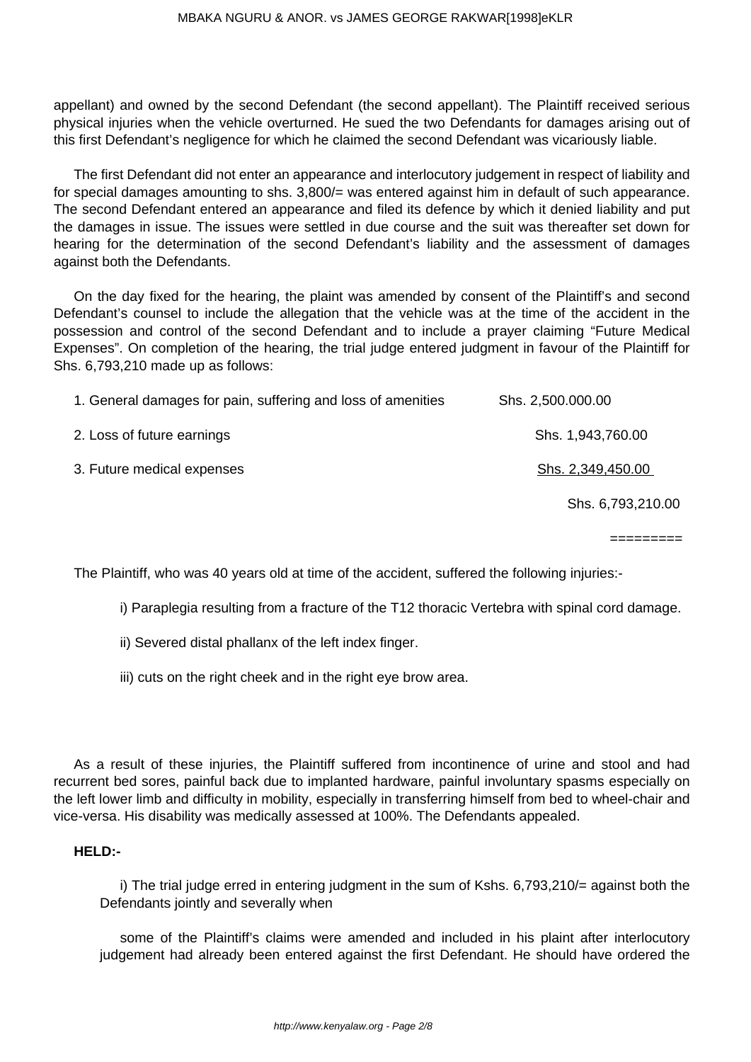appellant) and owned by the second Defendant (the second appellant). The Plaintiff received serious physical injuries when the vehicle overturned. He sued the two Defendants for damages arising out of this first Defendant's negligence for which he claimed the second Defendant was vicariously liable.

The first Defendant did not enter an appearance and interlocutory judgement in respect of liability and for special damages amounting to shs. 3,800/= was entered against him in default of such appearance. The second Defendant entered an appearance and filed its defence by which it denied liability and put the damages in issue. The issues were settled in due course and the suit was thereafter set down for hearing for the determination of the second Defendant's liability and the assessment of damages against both the Defendants.

On the day fixed for the hearing, the plaint was amended by consent of the Plaintiff's and second Defendant's counsel to include the allegation that the vehicle was at the time of the accident in the possession and control of the second Defendant and to include a prayer claiming "Future Medical Expenses". On completion of the hearing, the trial judge entered judgment in favour of the Plaintiff for Shs. 6,793,210 made up as follows:

| | |
|---|---|
| 1. General damages for pain, suffering and loss of amenities | Shs. 2,500.000.00 |
| 2. Loss of future earnings | Shs. 1,943,760.00 |
| 3. Future medical expenses | Shs. 2,349,450.00 |
| | Shs. 6,793,210.00 |
| | ========= |

The Plaintiff, who was 40 years old at time of the accident, suffered the following injuries:-

i) Paraplegia resulting from a fracture of the T12 thoracic Vertebra with spinal cord damage.

ii) Severed distal phallanx of the left index finger.

iii) cuts on the right cheek and in the right eye brow area.

As a result of these injuries, the Plaintiff suffered from incontinence of urine and stool and had recurrent bed sores, painful back due to implanted hardware, painful involuntary spasms especially on the left lower limb and difficulty in mobility, especially in transferring himself from bed to wheel-chair and vice-versa. His disability was medically assessed at 100%. The Defendants appealed.

**HELD:-**

i) The trial judge erred in entering judgment in the sum of Kshs. 6,793,210/= against both the Defendants jointly and severally when

some of the Plaintiff's claims were amended and included in his plaint after interlocutory judgement had already been entered against the first Defendant. He should have ordered the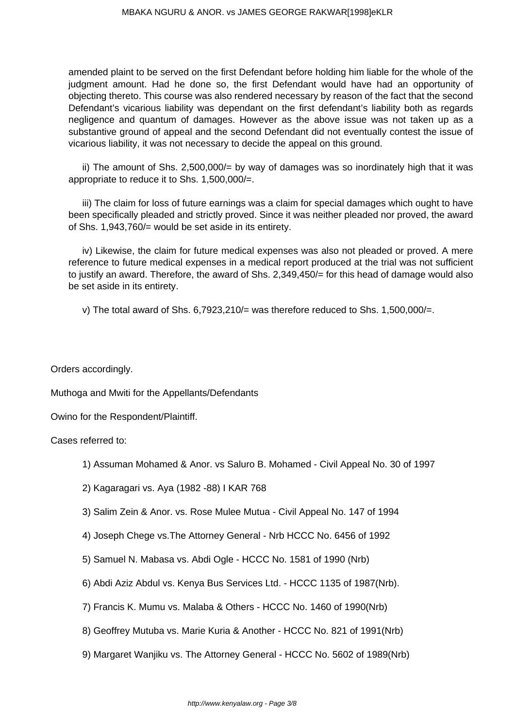amended plaint to be served on the first Defendant before holding him liable for the whole of the judgment amount. Had he done so, the first Defendant would have had an opportunity of objecting thereto. This course was also rendered necessary by reason of the fact that the second Defendant's vicarious liability was dependant on the first defendant's liability both as regards negligence and quantum of damages. However as the above issue was not taken up as a substantive ground of appeal and the second Defendant did not eventually contest the issue of vicarious liability, it was not necessary to decide the appeal on this ground.

ii) The amount of Shs. 2,500,000/= by way of damages was so inordinately high that it was appropriate to reduce it to Shs. 1,500,000/=.

iii) The claim for loss of future earnings was a claim for special damages which ought to have been specifically pleaded and strictly proved. Since it was neither pleaded nor proved, the award of Shs. 1,943,760/= would be set aside in its entirety.

iv) Likewise, the claim for future medical expenses was also not pleaded or proved. A mere reference to future medical expenses in a medical report produced at the trial was not sufficient to justify an award. Therefore, the award of Shs. 2,349,450/= for this head of damage would also be set aside in its entirety.

v) The total award of Shs. 6,7923,210/= was therefore reduced to Shs. 1,500,000/=.

Orders accordingly.

Muthoga and Mwiti for the Appellants/Defendants

Owino for the Respondent/Plaintiff.

Cases referred to:

1) Assuman Mohamed & Anor. vs Saluro B. Mohamed - Civil Appeal No. 30 of 1997

2) Kagaragari vs. Aya (1982 -88) I KAR 768

3) Salim Zein & Anor. vs. Rose Mulee Mutua - Civil Appeal No. 147 of 1994

4) Joseph Chege vs.The Attorney General - Nrb HCCC No. 6456 of 1992

5) Samuel N. Mabasa vs. Abdi Ogle - HCCC No. 1581 of 1990 (Nrb)

6) Abdi Aziz Abdul vs. Kenya Bus Services Ltd. - HCCC 1135 of 1987(Nrb).

7) Francis K. Mumu vs. Malaba & Others - HCCC No. 1460 of 1990(Nrb)

8) Geoffrey Mutuba vs. Marie Kuria & Another - HCCC No. 821 of 1991(Nrb)

9) Margaret Wanjiku vs. The Attorney General - HCCC No. 5602 of 1989(Nrb)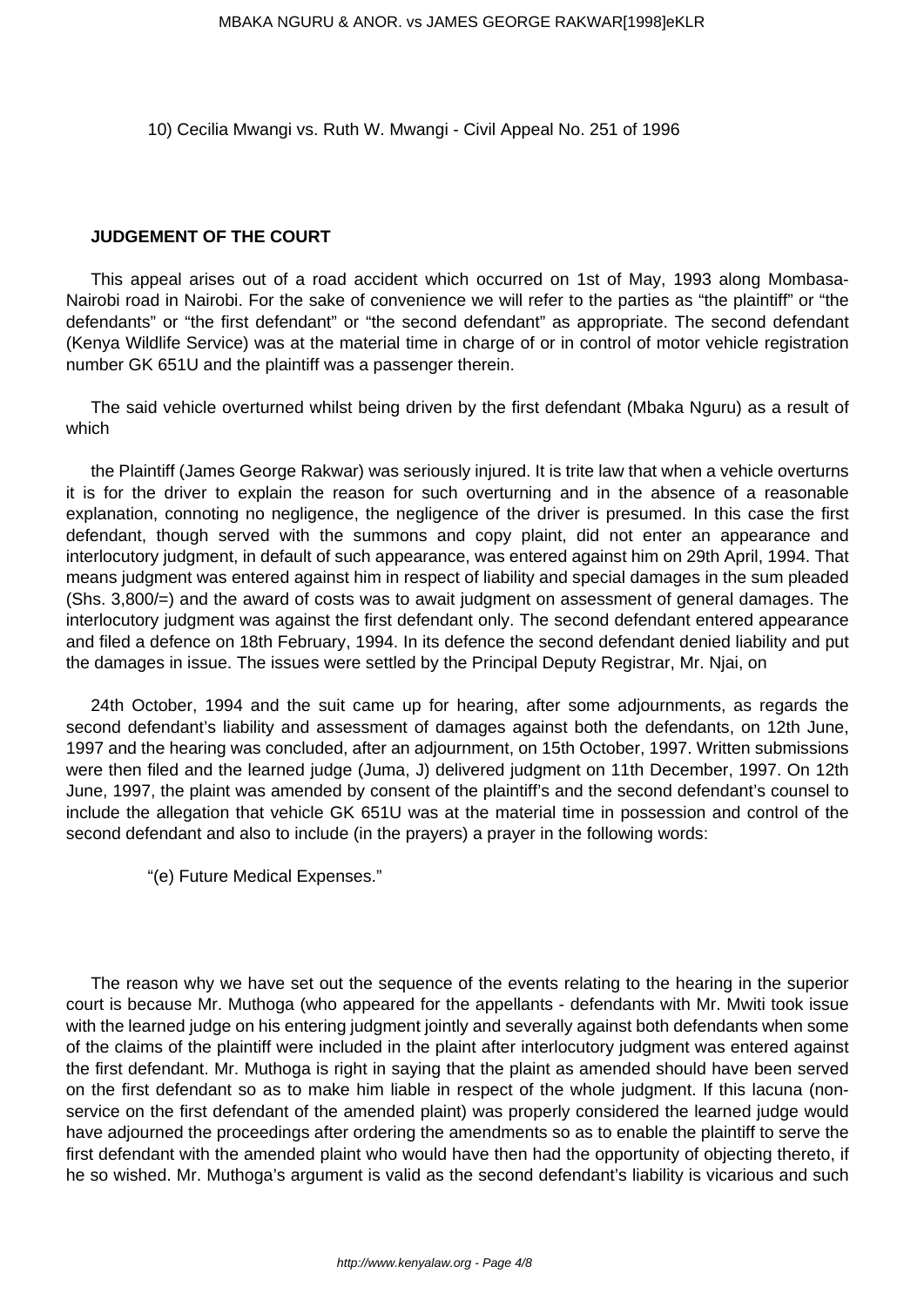10) Cecilia Mwangi vs. Ruth W. Mwangi - Civil Appeal No. 251 of 1996

**JUDGEMENT OF THE COURT**

This appeal arises out of a road accident which occurred on 1st of May, 1993 along Mombasa-Nairobi road in Nairobi. For the sake of convenience we will refer to the parties as "the plaintiff" or "the defendants" or "the first defendant" or "the second defendant" as appropriate. The second defendant (Kenya Wildlife Service) was at the material time in charge of or in control of motor vehicle registration number GK 651U and the plaintiff was a passenger therein.

The said vehicle overturned whilst being driven by the first defendant (Mbaka Nguru) as a result of which

the Plaintiff (James George Rakwar) was seriously injured. It is trite law that when a vehicle overturns it is for the driver to explain the reason for such overturning and in the absence of a reasonable explanation, connoting no negligence, the negligence of the driver is presumed. In this case the first defendant, though served with the summons and copy plaint, did not enter an appearance and interlocutory judgment, in default of such appearance, was entered against him on 29th April, 1994. That means judgment was entered against him in respect of liability and special damages in the sum pleaded (Shs. 3,800/=) and the award of costs was to await judgment on assessment of general damages. The interlocutory judgment was against the first defendant only. The second defendant entered appearance and filed a defence on 18th February, 1994. In its defence the second defendant denied liability and put the damages in issue. The issues were settled by the Principal Deputy Registrar, Mr. Njai, on

24th October, 1994 and the suit came up for hearing, after some adjournments, as regards the second defendant's liability and assessment of damages against both the defendants, on 12th June, 1997 and the hearing was concluded, after an adjournment, on 15th October, 1997. Written submissions were then filed and the learned judge (Juma, J) delivered judgment on 11th December, 1997. On 12th June, 1997, the plaint was amended by consent of the plaintiff's and the second defendant's counsel to include the allegation that vehicle GK 651U was at the material time in possession and control of the second defendant and also to include (in the prayers) a prayer in the following words:

"(e) Future Medical Expenses."

The reason why we have set out the sequence of the events relating to the hearing in the superior court is because Mr. Muthoga (who appeared for the appellants - defendants with Mr. Mwiti took issue with the learned judge on his entering judgment jointly and severally against both defendants when some of the claims of the plaintiff were included in the plaint after interlocutory judgment was entered against the first defendant. Mr. Muthoga is right in saying that the plaint as amended should have been served on the first defendant so as to make him liable in respect of the whole judgment. If this lacuna (non-service on the first defendant of the amended plaint) was properly considered the learned judge would have adjourned the proceedings after ordering the amendments so as to enable the plaintiff to serve the first defendant with the amended plaint who would have then had the opportunity of objecting thereto, if he so wished. Mr. Muthoga's argument is valid as the second defendant's liability is vicarious and such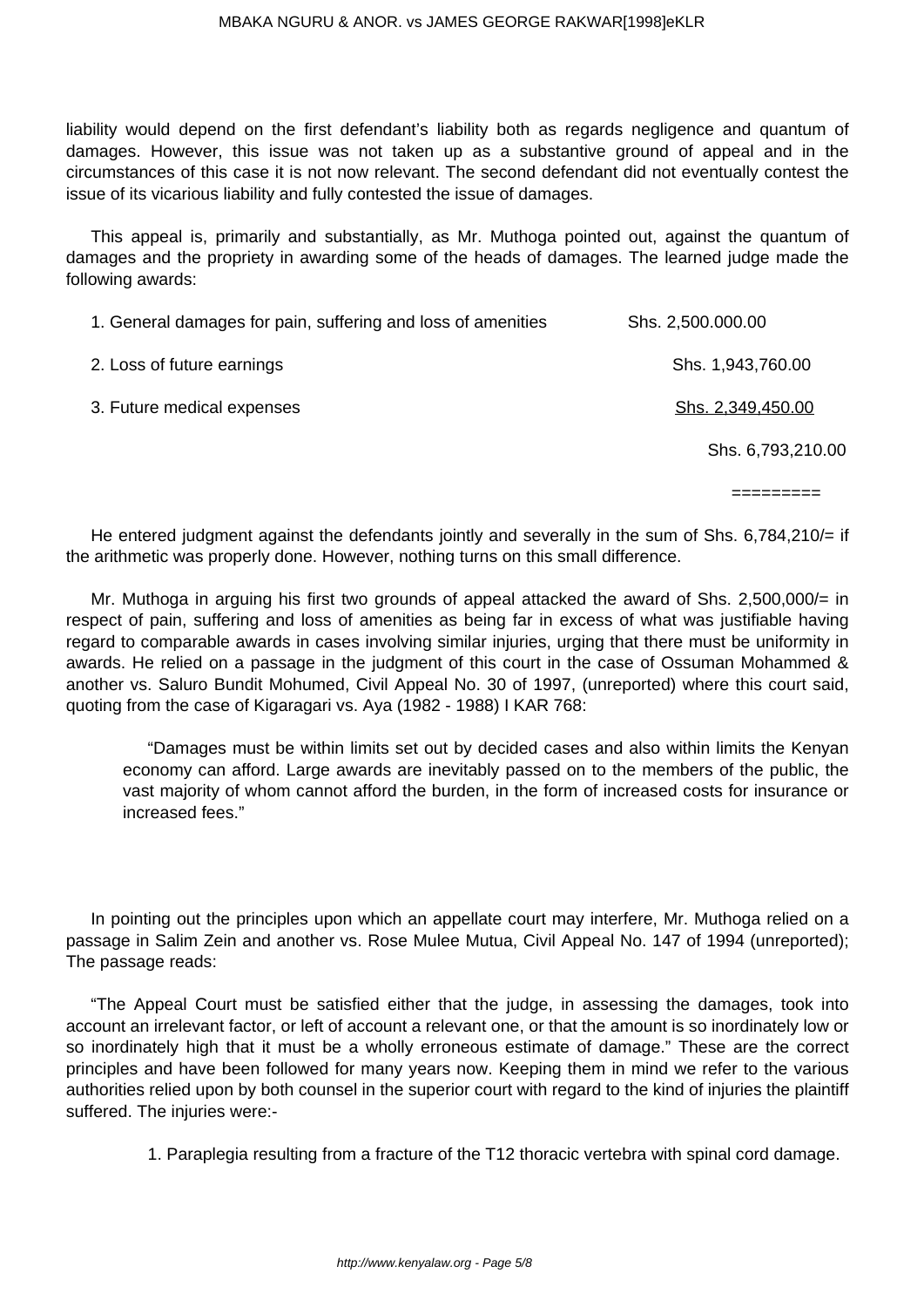liability would depend on the first defendant's liability both as regards negligence and quantum of damages. However, this issue was not taken up as a substantive ground of appeal and in the circumstances of this case it is not now relevant. The second defendant did not eventually contest the issue of its vicarious liability and fully contested the issue of damages.

This appeal is, primarily and substantially, as Mr. Muthoga pointed out, against the quantum of damages and the propriety in awarding some of the heads of damages. The learned judge made the following awards:

| | |
|---|---|
| 1. General damages for pain, suffering and loss of amenities | Shs. 2,500.000.00 |
| 2. Loss of future earnings | Shs. 1,943,760.00 |
| 3. Future medical expenses | Shs. 2,349,450.00 |
| | Shs. 6,793,210.00 |
| | ========= |

He entered judgment against the defendants jointly and severally in the sum of Shs. 6,784,210/= if the arithmetic was properly done. However, nothing turns on this small difference.

Mr. Muthoga in arguing his first two grounds of appeal attacked the award of Shs. 2,500,000/= in respect of pain, suffering and loss of amenities as being far in excess of what was justifiable having regard to comparable awards in cases involving similar injuries, urging that there must be uniformity in awards. He relied on a passage in the judgment of this court in the case of Ossuman Mohammed & another vs. Saluro Bundit Mohumed, Civil Appeal No. 30 of 1997, (unreported) where this court said, quoting from the case of Kigaragari vs. Aya (1982 - 1988) I KAR 768:

> "Damages must be within limits set out by decided cases and also within limits the Kenyan economy can afford. Large awards are inevitably passed on to the members of the public, the vast majority of whom cannot afford the burden, in the form of increased costs for insurance or increased fees."

In pointing out the principles upon which an appellate court may interfere, Mr. Muthoga relied on a passage in Salim Zein and another vs. Rose Mulee Mutua, Civil Appeal No. 147 of 1994 (unreported); The passage reads:

"The Appeal Court must be satisfied either that the judge, in assessing the damages, took into account an irrelevant factor, or left of account a relevant one, or that the amount is so inordinately low or so inordinately high that it must be a wholly erroneous estimate of damage." These are the correct principles and have been followed for many years now. Keeping them in mind we refer to the various authorities relied upon by both counsel in the superior court with regard to the kind of injuries the plaintiff suffered. The injuries were:-

1. Paraplegia resulting from a fracture of the T12 thoracic vertebra with spinal cord damage.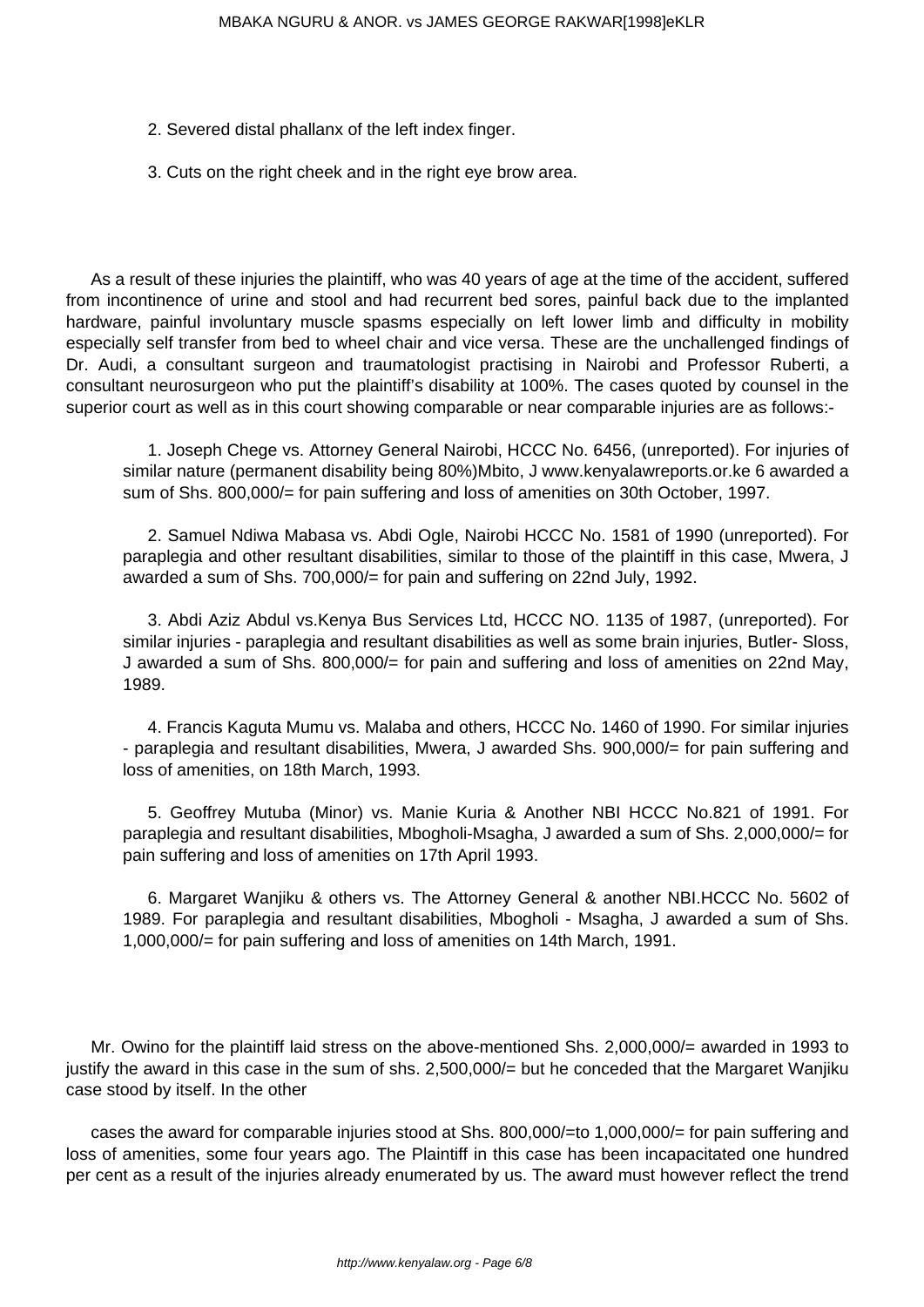2. Severed distal phallanx of the left index finger.

3. Cuts on the right cheek and in the right eye brow area.

As a result of these injuries the plaintiff, who was 40 years of age at the time of the accident, suffered from incontinence of urine and stool and had recurrent bed sores, painful back due to the implanted hardware, painful involuntary muscle spasms especially on left lower limb and difficulty in mobility especially self transfer from bed to wheel chair and vice versa. These are the unchallenged findings of Dr. Audi, a consultant surgeon and traumatologist practising in Nairobi and Professor Ruberti, a consultant neurosurgeon who put the plaintiff's disability at 100%. The cases quoted by counsel in the superior court as well as in this court showing comparable or near comparable injuries are as follows:-

1. Joseph Chege vs. Attorney General Nairobi, HCCC No. 6456, (unreported). For injuries of similar nature (permanent disability being 80%)Mbito, J www.kenyalawreports.or.ke 6 awarded a sum of Shs. 800,000/= for pain suffering and loss of amenities on 30th October, 1997.

2. Samuel Ndiwa Mabasa vs. Abdi Ogle, Nairobi HCCC No. 1581 of 1990 (unreported). For paraplegia and other resultant disabilities, similar to those of the plaintiff in this case, Mwera, J awarded a sum of Shs. 700,000/= for pain and suffering on 22nd July, 1992.

3. Abdi Aziz Abdul vs.Kenya Bus Services Ltd, HCCC NO. 1135 of 1987, (unreported). For similar injuries - paraplegia and resultant disabilities as well as some brain injuries, Butler- Sloss, J awarded a sum of Shs. 800,000/= for pain and suffering and loss of amenities on 22nd May, 1989.

4. Francis Kaguta Mumu vs. Malaba and others, HCCC No. 1460 of 1990. For similar injuries - paraplegia and resultant disabilities, Mwera, J awarded Shs. 900,000/= for pain suffering and loss of amenities, on 18th March, 1993.

5. Geoffrey Mutuba (Minor) vs. Manie Kuria & Another NBI HCCC No.821 of 1991. For paraplegia and resultant disabilities, Mbogholi-Msagha, J awarded a sum of Shs. 2,000,000/= for pain suffering and loss of amenities on 17th April 1993.

6. Margaret Wanjiku & others vs. The Attorney General & another NBI.HCCC No. 5602 of 1989. For paraplegia and resultant disabilities, Mbogholi - Msagha, J awarded a sum of Shs. 1,000,000/= for pain suffering and loss of amenities on 14th March, 1991.

Mr. Owino for the plaintiff laid stress on the above-mentioned Shs. 2,000,000/= awarded in 1993 to justify the award in this case in the sum of shs. 2,500,000/= but he conceded that the Margaret Wanjiku case stood by itself. In the other

cases the award for comparable injuries stood at Shs. 800,000/=to 1,000,000/= for pain suffering and loss of amenities, some four years ago. The Plaintiff in this case has been incapacitated one hundred per cent as a result of the injuries already enumerated by us. The award must however reflect the trend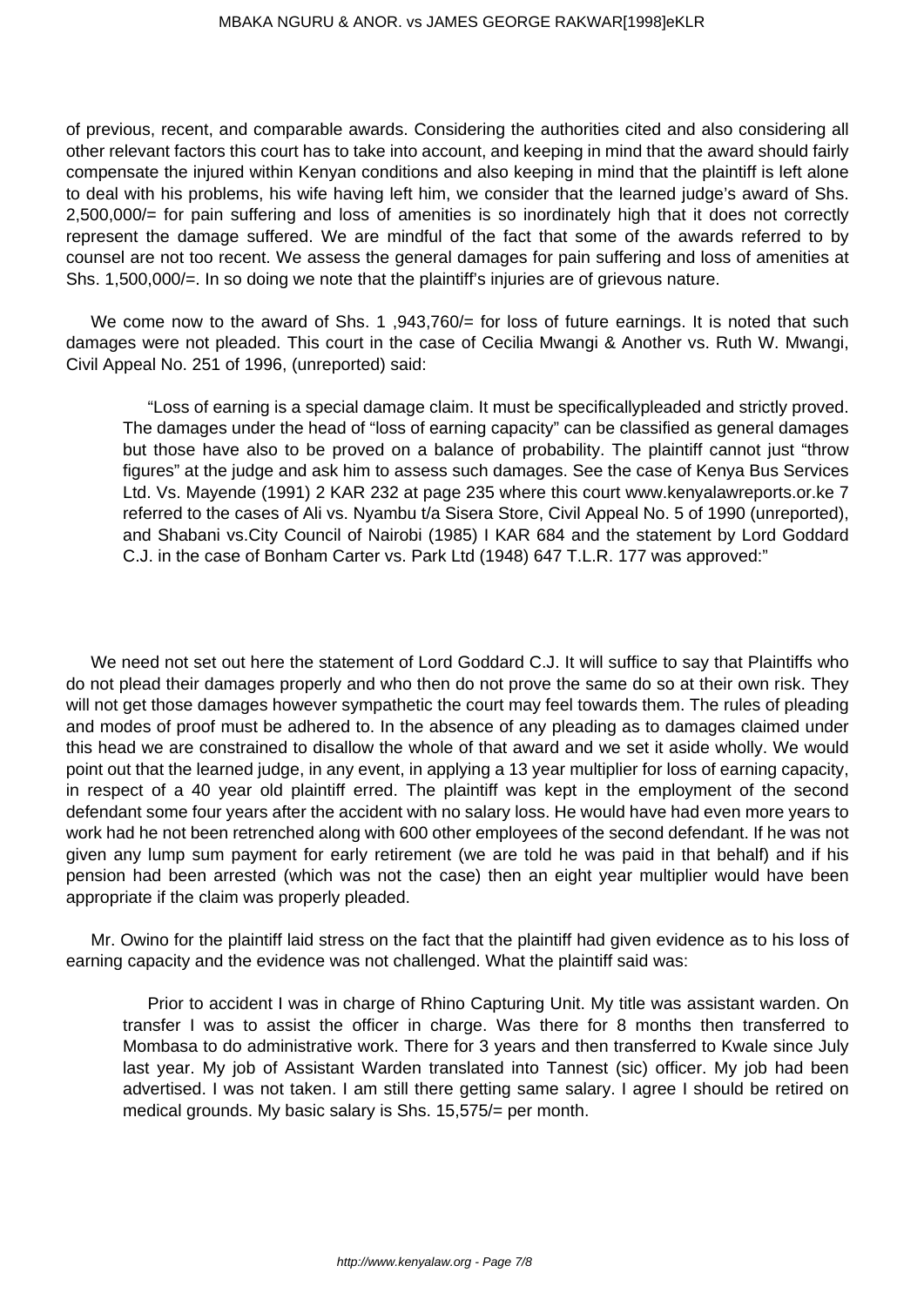of previous, recent, and comparable awards. Considering the authorities cited and also considering all other relevant factors this court has to take into account, and keeping in mind that the award should fairly compensate the injured within Kenyan conditions and also keeping in mind that the plaintiff is left alone to deal with his problems, his wife having left him, we consider that the learned judge's award of Shs. 2,500,000/= for pain suffering and loss of amenities is so inordinately high that it does not correctly represent the damage suffered. We are mindful of the fact that some of the awards referred to by counsel are not too recent. We assess the general damages for pain suffering and loss of amenities at Shs. 1,500,000/=. In so doing we note that the plaintiff's injuries are of grievous nature.

We come now to the award of Shs. 1 ,943,760/= for loss of future earnings. It is noted that such damages were not pleaded. This court in the case of Cecilia Mwangi & Another vs. Ruth W. Mwangi, Civil Appeal No. 251 of 1996, (unreported) said:

> "Loss of earning is a special damage claim. It must be specificallypleaded and strictly proved. The damages under the head of "loss of earning capacity" can be classified as general damages but those have also to be proved on a balance of probability. The plaintiff cannot just "throw figures" at the judge and ask him to assess such damages. See the case of Kenya Bus Services Ltd. Vs. Mayende (1991) 2 KAR 232 at page 235 where this court www.kenyalawreports.or.ke 7 referred to the cases of Ali vs. Nyambu t/a Sisera Store, Civil Appeal No. 5 of 1990 (unreported), and Shabani vs.City Council of Nairobi (1985) I KAR 684 and the statement by Lord Goddard C.J. in the case of Bonham Carter vs. Park Ltd (1948) 647 T.L.R. 177 was approved:"

We need not set out here the statement of Lord Goddard C.J. It will suffice to say that Plaintiffs who do not plead their damages properly and who then do not prove the same do so at their own risk. They will not get those damages however sympathetic the court may feel towards them. The rules of pleading and modes of proof must be adhered to. In the absence of any pleading as to damages claimed under this head we are constrained to disallow the whole of that award and we set it aside wholly. We would point out that the learned judge, in any event, in applying a 13 year multiplier for loss of earning capacity, in respect of a 40 year old plaintiff erred. The plaintiff was kept in the employment of the second defendant some four years after the accident with no salary loss. He would have had even more years to work had he not been retrenched along with 600 other employees of the second defendant. If he was not given any lump sum payment for early retirement (we are told he was paid in that behalf) and if his pension had been arrested (which was not the case) then an eight year multiplier would have been appropriate if the claim was properly pleaded.

Mr. Owino for the plaintiff laid stress on the fact that the plaintiff had given evidence as to his loss of earning capacity and the evidence was not challenged. What the plaintiff said was:

> Prior to accident I was in charge of Rhino Capturing Unit. My title was assistant warden. On transfer I was to assist the officer in charge. Was there for 8 months then transferred to Mombasa to do administrative work. There for 3 years and then transferred to Kwale since July last year. My job of Assistant Warden translated into Tannest (sic) officer. My job had been advertised. I was not taken. I am still there getting same salary. I agree I should be retired on medical grounds. My basic salary is Shs. 15,575/= per month.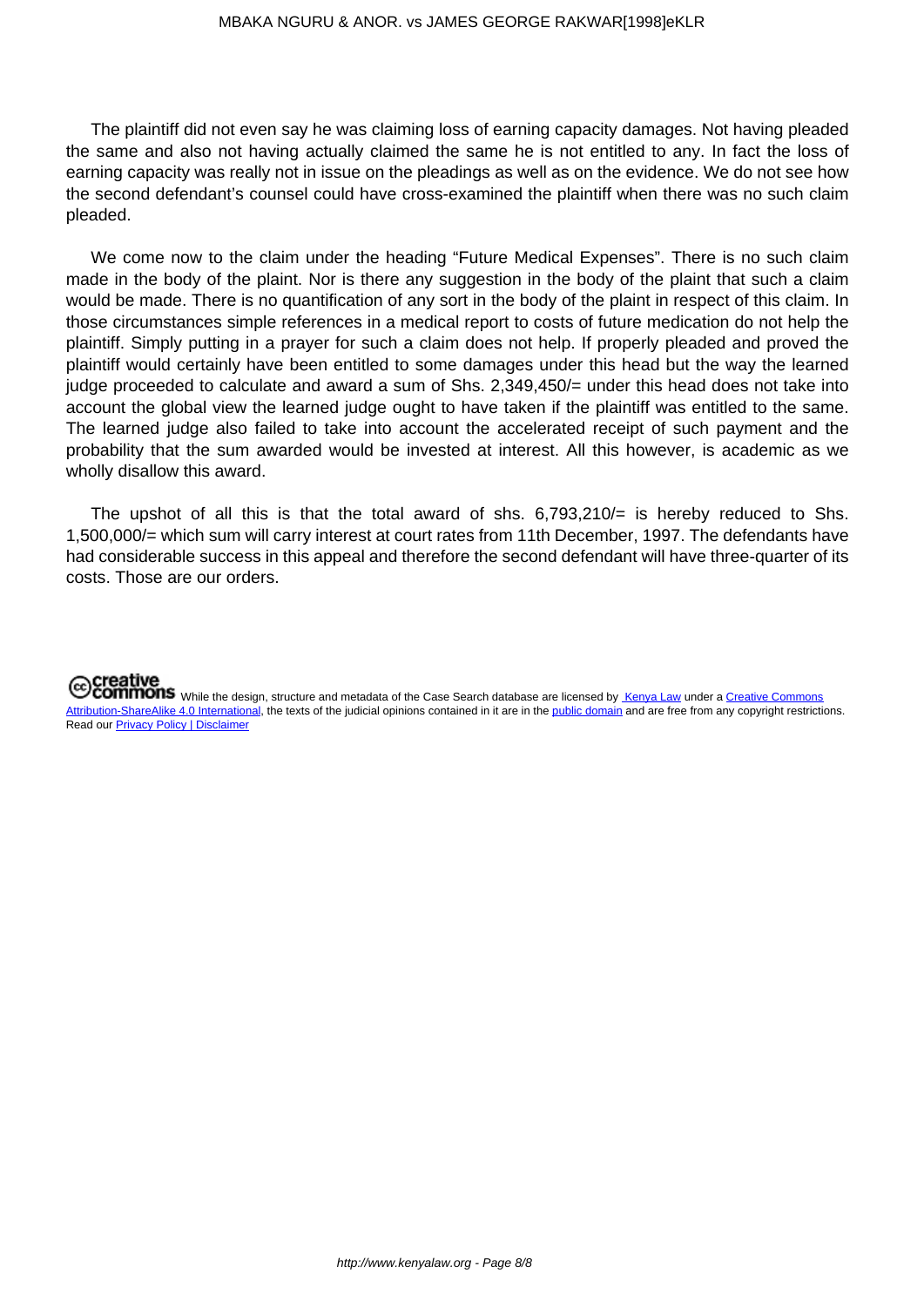The plaintiff did not even say he was claiming loss of earning capacity damages. Not having pleaded the same and also not having actually claimed the same he is not entitled to any. In fact the loss of earning capacity was really not in issue on the pleadings as well as on the evidence. We do not see how the second defendant's counsel could have cross-examined the plaintiff when there was no such claim pleaded.

We come now to the claim under the heading "Future Medical Expenses". There is no such claim made in the body of the plaint. Nor is there any suggestion in the body of the plaint that such a claim would be made. There is no quantification of any sort in the body of the plaint in respect of this claim. In those circumstances simple references in a medical report to costs of future medication do not help the plaintiff. Simply putting in a prayer for such a claim does not help. If properly pleaded and proved the plaintiff would certainly have been entitled to some damages under this head but the way the learned judge proceeded to calculate and award a sum of Shs. 2,349,450/= under this head does not take into account the global view the learned judge ought to have taken if the plaintiff was entitled to the same. The learned judge also failed to take into account the accelerated receipt of such payment and the probability that the sum awarded would be invested at interest. All this however, is academic as we wholly disallow this award.

The upshot of all this is that the total award of shs. 6,793,210/= is hereby reduced to Shs. 1,500,000/= which sum will carry interest at court rates from 11th December, 1997. The defendants have had considerable success in this appeal and therefore the second defendant will have three-quarter of its costs. Those are our orders.

While the design, structure and metadata of the Case Search database are licensed by Kenya Law under a Creative Commons Attribution-ShareAlike 4.0 International, the texts of the judicial opinions contained in it are in the public domain and are free from any copyright restrictions. Read our Privacy Policy | Disclaimer